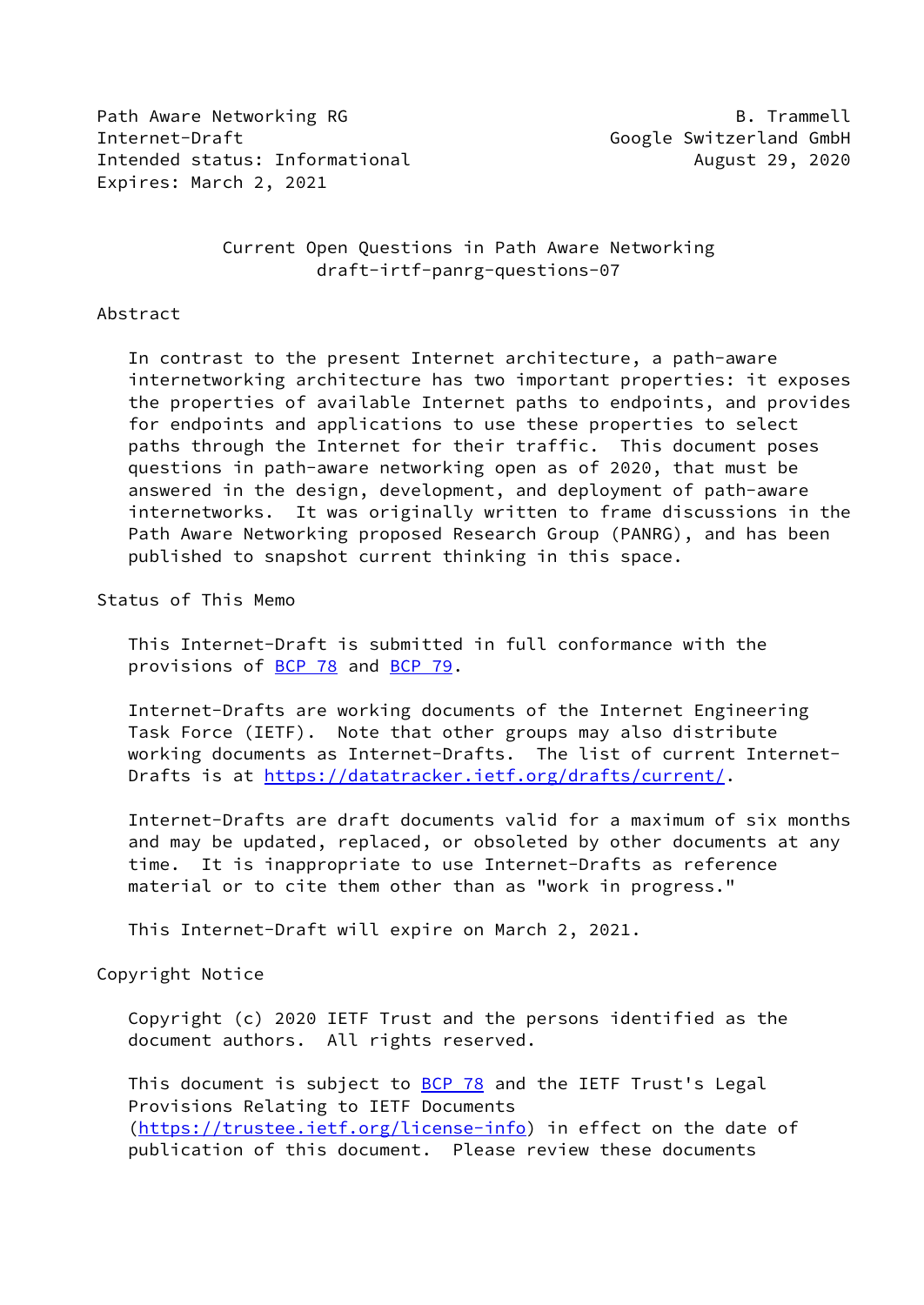Path Aware Networking RG B. Trammell
Internet-Draft Google Switzerland GmbH
Intended status: Informational August 29, 2020
Expires: March 2, 2021

# Current Open Questions in Path Aware Networking
draft-irtf-panrg-questions-07

## Abstract

In contrast to the present Internet architecture, a path-aware internetworking architecture has two important properties: it exposes the properties of available Internet paths to endpoints, and provides for endpoints and applications to use these properties to select paths through the Internet for their traffic. This document poses questions in path-aware networking open as of 2020, that must be answered in the design, development, and deployment of path-aware internetworks. It was originally written to frame discussions in the Path Aware Networking proposed Research Group (PANRG), and has been published to snapshot current thinking in this space.

## Status of This Memo

This Internet-Draft is submitted in full conformance with the provisions of BCP 78 and BCP 79.

Internet-Drafts are working documents of the Internet Engineering Task Force (IETF). Note that other groups may also distribute working documents as Internet-Drafts. The list of current Internet-Drafts is at https://datatracker.ietf.org/drafts/current/.

Internet-Drafts are draft documents valid for a maximum of six months and may be updated, replaced, or obsoleted by other documents at any time. It is inappropriate to use Internet-Drafts as reference material or to cite them other than as "work in progress."

This Internet-Draft will expire on March 2, 2021.

## Copyright Notice

Copyright (c) 2020 IETF Trust and the persons identified as the document authors. All rights reserved.

This document is subject to BCP 78 and the IETF Trust's Legal Provisions Relating to IETF Documents (https://trustee.ietf.org/license-info) in effect on the date of publication of this document. Please review these documents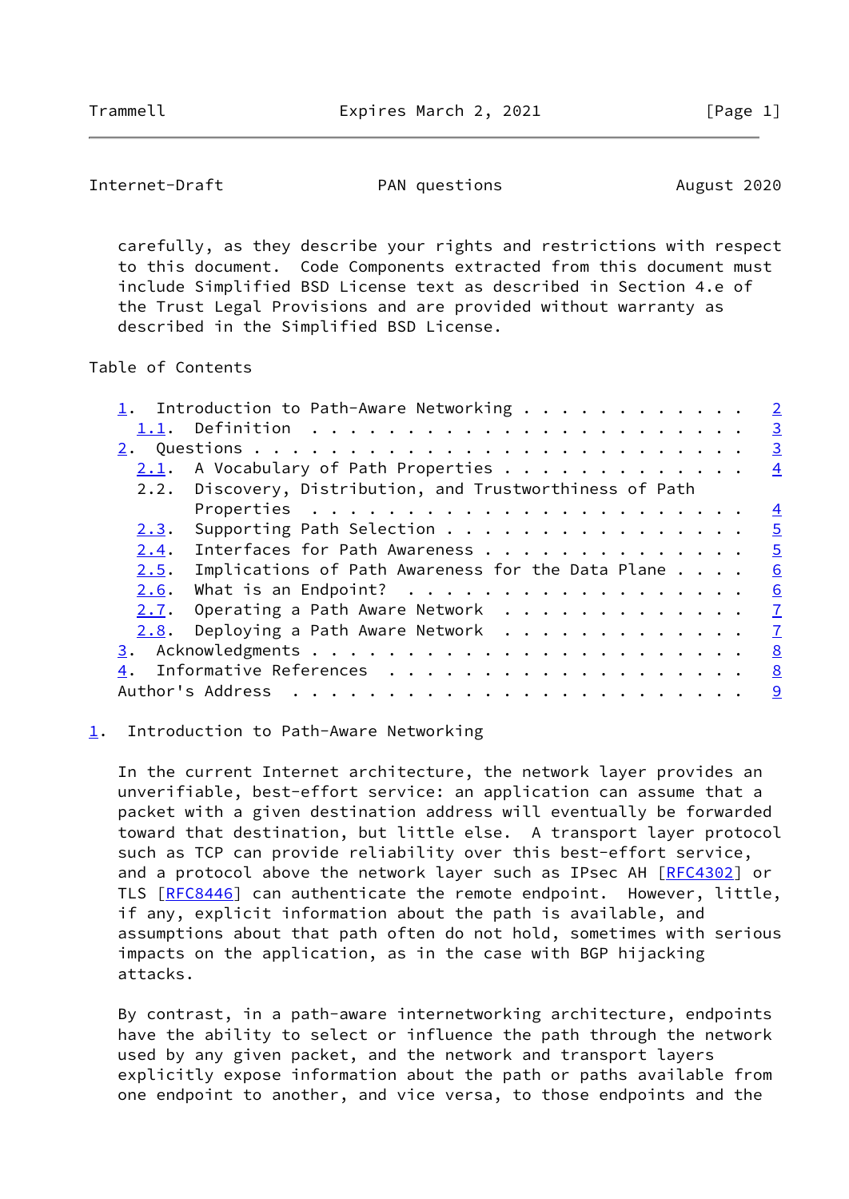carefully, as they describe your rights and restrictions with respect to this document. Code Components extracted from this document must include Simplified BSD License text as described in Section 4.e of the Trust Legal Provisions and are provided without warranty as described in the Simplified BSD License.

Table of Contents

- 1. Introduction to Path-Aware Networking . . . . . . . . . . . . 2
  - 1.1. Definition . . . . . . . . . . . . . . . . . . . . . . . 3
- 2. Questions . . . . . . . . . . . . . . . . . . . . . . . . . 3
  - 2.1. A Vocabulary of Path Properties . . . . . . . . . . . . . 4
  - 2.2. Discovery, Distribution, and Trustworthiness of Path Properties . . . . . . . . . . . . . . . . . . . . . . . 4
  - 2.3. Supporting Path Selection . . . . . . . . . . . . . . . . 5
  - 2.4. Interfaces for Path Awareness . . . . . . . . . . . . . . 5
  - 2.5. Implications of Path Awareness for the Data Plane . . . . 6
  - 2.6. What is an Endpoint? . . . . . . . . . . . . . . . . . . 6
  - 2.7. Operating a Path Aware Network . . . . . . . . . . . . . 7
  - 2.8. Deploying a Path Aware Network . . . . . . . . . . . . . 7
- 3. Acknowledgments . . . . . . . . . . . . . . . . . . . . . . . 8
- 4. Informative References . . . . . . . . . . . . . . . . . . . 8
- Author's Address . . . . . . . . . . . . . . . . . . . . . . . . 9

## 1. Introduction to Path-Aware Networking

In the current Internet architecture, the network layer provides an unverifiable, best-effort service: an application can assume that a packet with a given destination address will eventually be forwarded toward that destination, but little else. A transport layer protocol such as TCP can provide reliability over this best-effort service, and a protocol above the network layer such as IPsec AH [RFC4302] or TLS [RFC8446] can authenticate the remote endpoint. However, little, if any, explicit information about the path is available, and assumptions about that path often do not hold, sometimes with serious impacts on the application, as in the case with BGP hijacking attacks.

By contrast, in a path-aware internetworking architecture, endpoints have the ability to select or influence the path through the network used by any given packet, and the network and transport layers explicitly expose information about the path or paths available from one endpoint to another, and vice versa, to those endpoints and the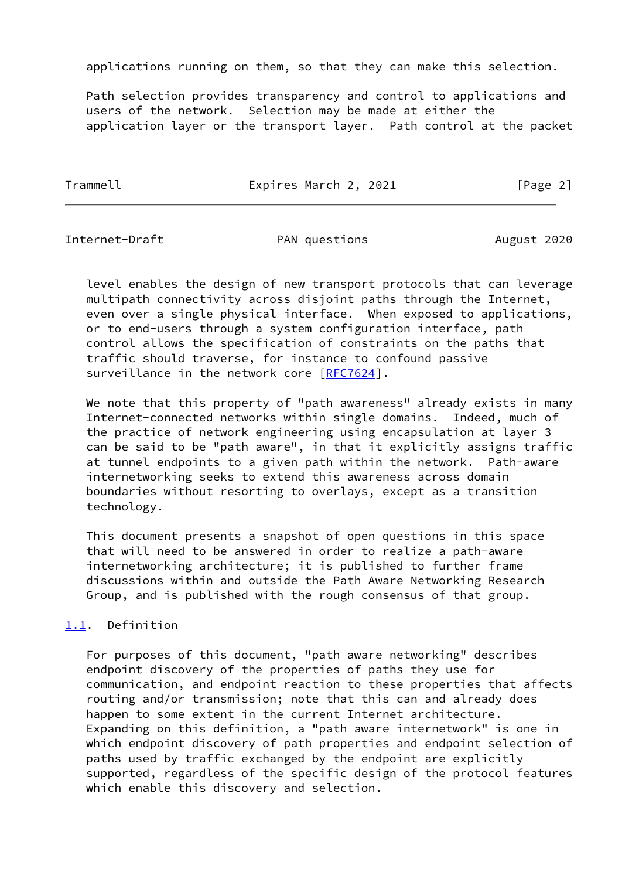applications running on them, so that they can make this selection.

Path selection provides transparency and control to applications and users of the network. Selection may be made at either the application layer or the transport layer. Path control at the packet level enables the design of new transport protocols that can leverage multipath connectivity across disjoint paths through the Internet, even over a single physical interface. When exposed to applications, or to end-users through a system configuration interface, path control allows the specification of constraints on the paths that traffic should traverse, for instance to confound passive surveillance in the network core [RFC7624].

We note that this property of "path awareness" already exists in many Internet-connected networks within single domains. Indeed, much of the practice of network engineering using encapsulation at layer 3 can be said to be "path aware", in that it explicitly assigns traffic at tunnel endpoints to a given path within the network. Path-aware internetworking seeks to extend this awareness across domain boundaries without resorting to overlays, except as a transition technology.

This document presents a snapshot of open questions in this space that will need to be answered in order to realize a path-aware internetworking architecture; it is published to further frame discussions within and outside the Path Aware Networking Research Group, and is published with the rough consensus of that group.

### 1.1. Definition

For purposes of this document, "path aware networking" describes endpoint discovery of the properties of paths they use for communication, and endpoint reaction to these properties that affects routing and/or transmission; note that this can and already does happen to some extent in the current Internet architecture. Expanding on this definition, a "path aware internetwork" is one in which endpoint discovery of path properties and endpoint selection of paths used by traffic exchanged by the endpoint are explicitly supported, regardless of the specific design of the protocol features which enable this discovery and selection.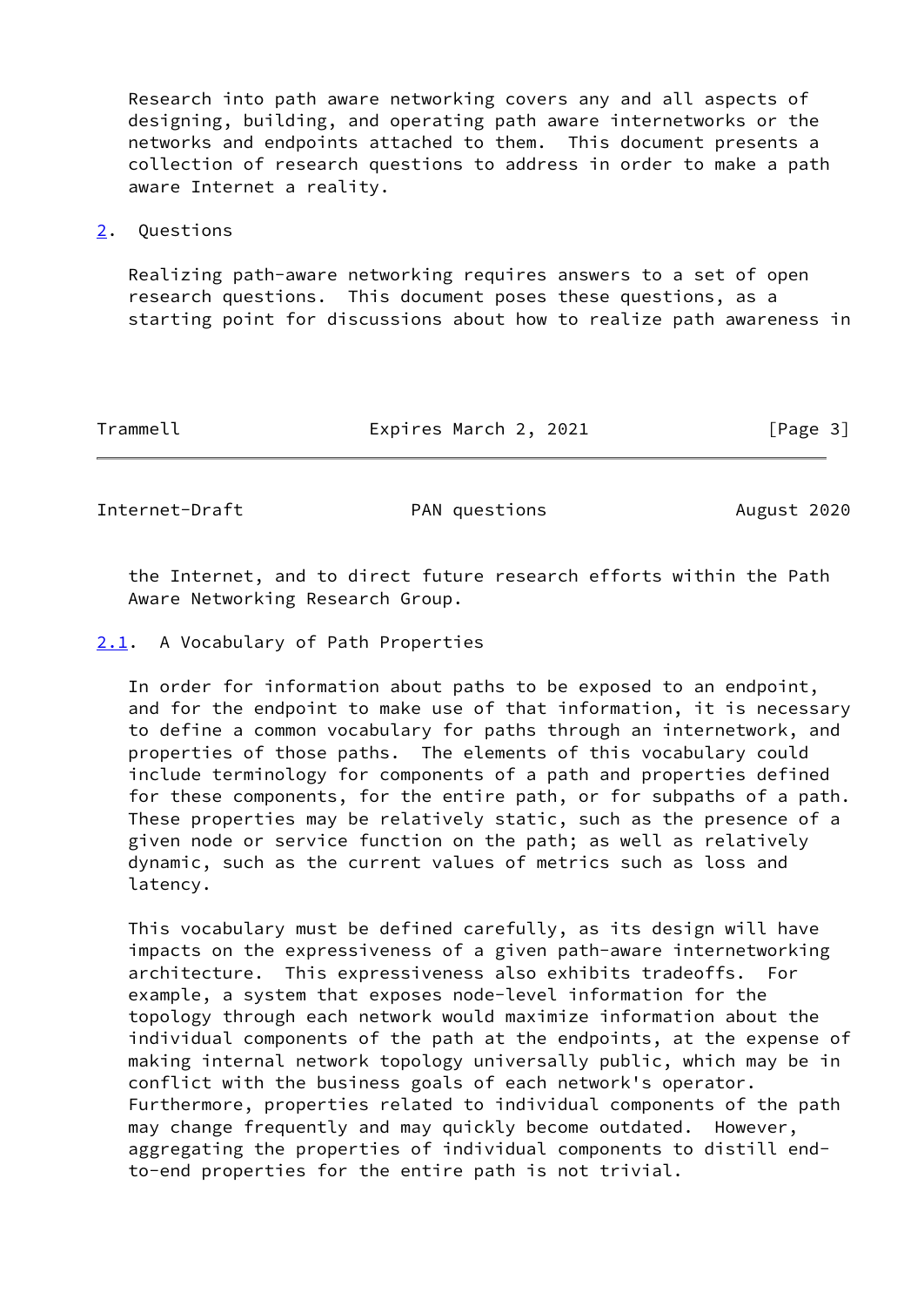Research into path aware networking covers any and all aspects of designing, building, and operating path aware internetworks or the networks and endpoints attached to them. This document presents a collection of research questions to address in order to make a path aware Internet a reality.

## 2. Questions

Realizing path-aware networking requires answers to a set of open research questions. This document poses these questions, as a starting point for discussions about how to realize path awareness in the Internet, and to direct future research efforts within the Path Aware Networking Research Group.

### 2.1. A Vocabulary of Path Properties

In order for information about paths to be exposed to an endpoint, and for the endpoint to make use of that information, it is necessary to define a common vocabulary for paths through an internetwork, and properties of those paths. The elements of this vocabulary could include terminology for components of a path and properties defined for these components, for the entire path, or for subpaths of a path. These properties may be relatively static, such as the presence of a given node or service function on the path; as well as relatively dynamic, such as the current values of metrics such as loss and latency.

This vocabulary must be defined carefully, as its design will have impacts on the expressiveness of a given path-aware internetworking architecture. This expressiveness also exhibits tradeoffs. For example, a system that exposes node-level information for the topology through each network would maximize information about the individual components of the path at the endpoints, at the expense of making internal network topology universally public, which may be in conflict with the business goals of each network's operator. Furthermore, properties related to individual components of the path may change frequently and may quickly become outdated. However, aggregating the properties of individual components to distill end-to-end properties for the entire path is not trivial.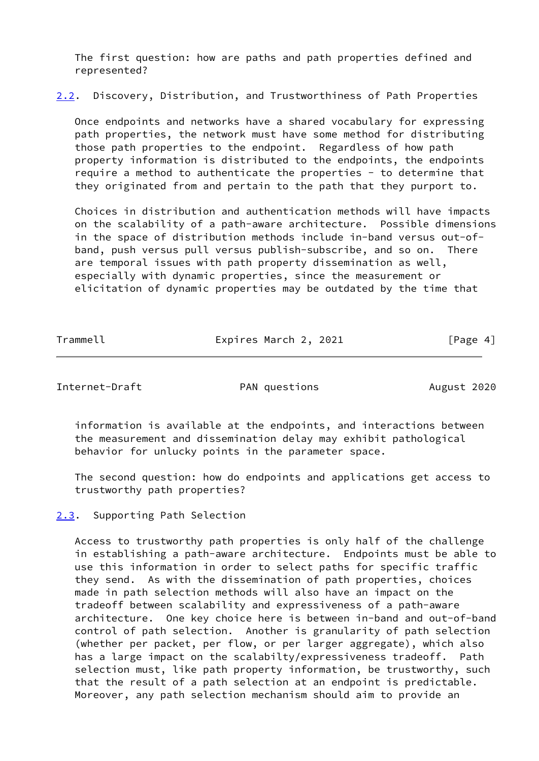The first question: how are paths and path properties defined and represented?

## 2.2. Discovery, Distribution, and Trustworthiness of Path Properties

Once endpoints and networks have a shared vocabulary for expressing path properties, the network must have some method for distributing those path properties to the endpoint. Regardless of how path property information is distributed to the endpoints, the endpoints require a method to authenticate the properties - to determine that they originated from and pertain to the path that they purport to.

Choices in distribution and authentication methods will have impacts on the scalability of a path-aware architecture. Possible dimensions in the space of distribution methods include in-band versus out-of-band, push versus pull versus publish-subscribe, and so on. There are temporal issues with path property dissemination as well, especially with dynamic properties, since the measurement or elicitation of dynamic properties may be outdated by the time that information is available at the endpoints, and interactions between the measurement and dissemination delay may exhibit pathological behavior for unlucky points in the parameter space.

The second question: how do endpoints and applications get access to trustworthy path properties?

## 2.3. Supporting Path Selection

Access to trustworthy path properties is only half of the challenge in establishing a path-aware architecture. Endpoints must be able to use this information in order to select paths for specific traffic they send. As with the dissemination of path properties, choices made in path selection methods will also have an impact on the tradeoff between scalability and expressiveness of a path-aware architecture. One key choice here is between in-band and out-of-band control of path selection. Another is granularity of path selection (whether per packet, per flow, or per larger aggregate), which also has a large impact on the scalabilty/expressiveness tradeoff. Path selection must, like path property information, be trustworthy, such that the result of a path selection at an endpoint is predictable. Moreover, any path selection mechanism should aim to provide an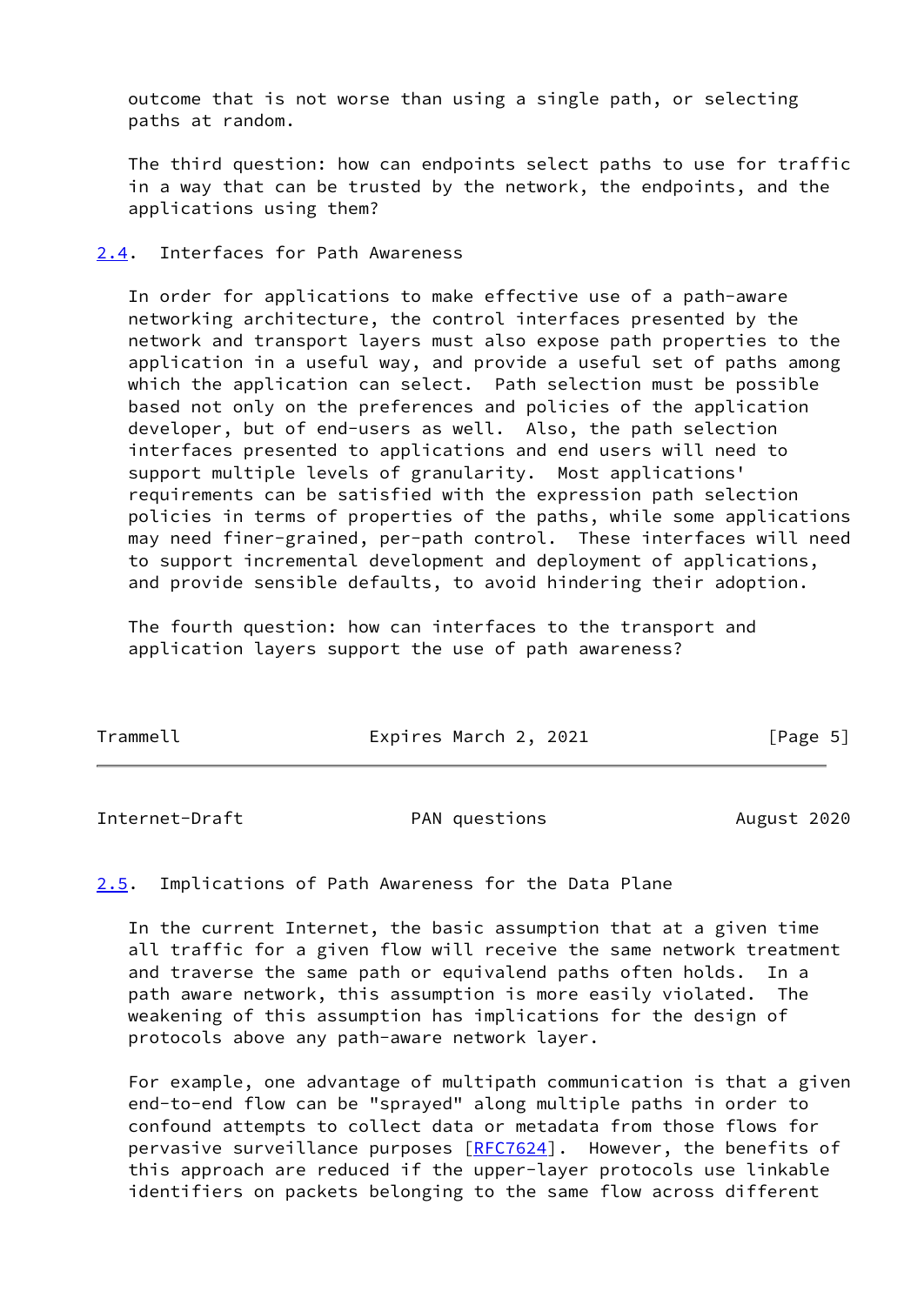outcome that is not worse than using a single path, or selecting paths at random.

The third question: how can endpoints select paths to use for traffic in a way that can be trusted by the network, the endpoints, and the applications using them?

### 2.4. Interfaces for Path Awareness

In order for applications to make effective use of a path-aware networking architecture, the control interfaces presented by the network and transport layers must also expose path properties to the application in a useful way, and provide a useful set of paths among which the application can select. Path selection must be possible based not only on the preferences and policies of the application developer, but of end-users as well. Also, the path selection interfaces presented to applications and end users will need to support multiple levels of granularity. Most applications' requirements can be satisfied with the expression path selection policies in terms of properties of the paths, while some applications may need finer-grained, per-path control. These interfaces will need to support incremental development and deployment of applications, and provide sensible defaults, to avoid hindering their adoption.

The fourth question: how can interfaces to the transport and application layers support the use of path awareness?

### 2.5. Implications of Path Awareness for the Data Plane

In the current Internet, the basic assumption that at a given time all traffic for a given flow will receive the same network treatment and traverse the same path or equivalend paths often holds. In a path aware network, this assumption is more easily violated. The weakening of this assumption has implications for the design of protocols above any path-aware network layer.

For example, one advantage of multipath communication is that a given end-to-end flow can be "sprayed" along multiple paths in order to confound attempts to collect data or metadata from those flows for pervasive surveillance purposes [RFC7624]. However, the benefits of this approach are reduced if the upper-layer protocols use linkable identifiers on packets belonging to the same flow across different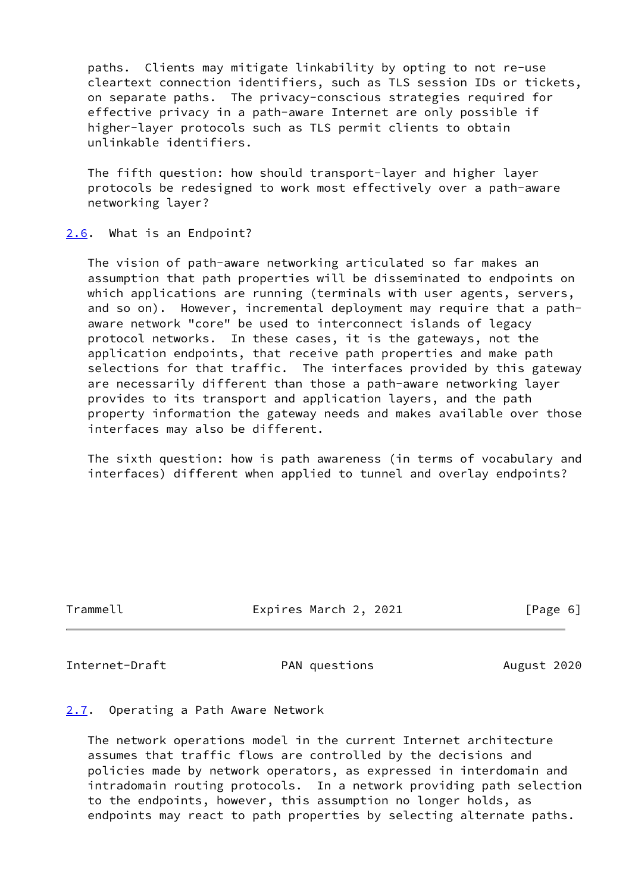paths. Clients may mitigate linkability by opting to not re-use cleartext connection identifiers, such as TLS session IDs or tickets, on separate paths. The privacy-conscious strategies required for effective privacy in a path-aware Internet are only possible if higher-layer protocols such as TLS permit clients to obtain unlinkable identifiers.

The fifth question: how should transport-layer and higher layer protocols be redesigned to work most effectively over a path-aware networking layer?

## 2.6. What is an Endpoint?

The vision of path-aware networking articulated so far makes an assumption that path properties will be disseminated to endpoints on which applications are running (terminals with user agents, servers, and so on). However, incremental deployment may require that a path-aware network "core" be used to interconnect islands of legacy protocol networks. In these cases, it is the gateways, not the application endpoints, that receive path properties and make path selections for that traffic. The interfaces provided by this gateway are necessarily different than those a path-aware networking layer provides to its transport and application layers, and the path property information the gateway needs and makes available over those interfaces may also be different.

The sixth question: how is path awareness (in terms of vocabulary and interfaces) different when applied to tunnel and overlay endpoints?

## 2.7. Operating a Path Aware Network

The network operations model in the current Internet architecture assumes that traffic flows are controlled by the decisions and policies made by network operators, as expressed in interdomain and intradomain routing protocols. In a network providing path selection to the endpoints, however, this assumption no longer holds, as endpoints may react to path properties by selecting alternate paths.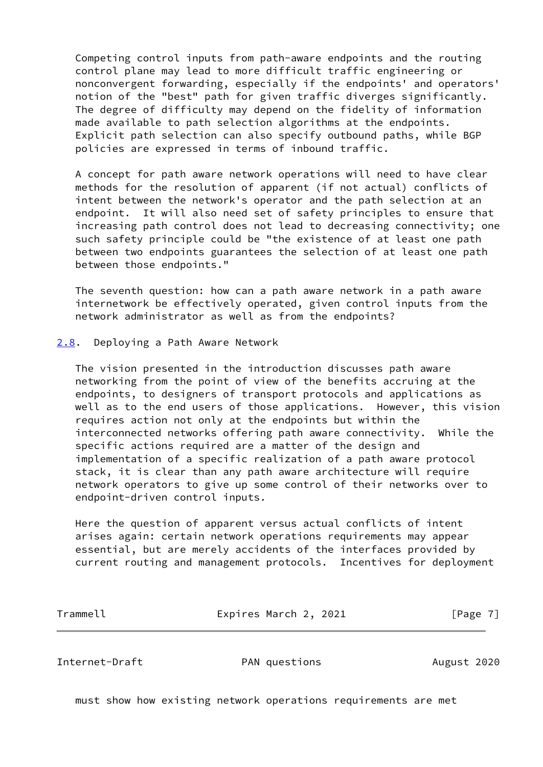Competing control inputs from path-aware endpoints and the routing control plane may lead to more difficult traffic engineering or nonconvergent forwarding, especially if the endpoints' and operators' notion of the "best" path for given traffic diverges significantly. The degree of difficulty may depend on the fidelity of information made available to path selection algorithms at the endpoints. Explicit path selection can also specify outbound paths, while BGP policies are expressed in terms of inbound traffic.

A concept for path aware network operations will need to have clear methods for the resolution of apparent (if not actual) conflicts of intent between the network's operator and the path selection at an endpoint. It will also need set of safety principles to ensure that increasing path control does not lead to decreasing connectivity; one such safety principle could be "the existence of at least one path between two endpoints guarantees the selection of at least one path between those endpoints."

The seventh question: how can a path aware network in a path aware internetwork be effectively operated, given control inputs from the network administrator as well as from the endpoints?

## 2.8. Deploying a Path Aware Network

The vision presented in the introduction discusses path aware networking from the point of view of the benefits accruing at the endpoints, to designers of transport protocols and applications as well as to the end users of those applications. However, this vision requires action not only at the endpoints but within the interconnected networks offering path aware connectivity. While the specific actions required are a matter of the design and implementation of a specific realization of a path aware protocol stack, it is clear than any path aware architecture will require network operators to give up some control of their networks over to endpoint-driven control inputs.

Here the question of apparent versus actual conflicts of intent arises again: certain network operations requirements may appear essential, but are merely accidents of the interfaces provided by current routing and management protocols. Incentives for deployment must show how existing network operations requirements are met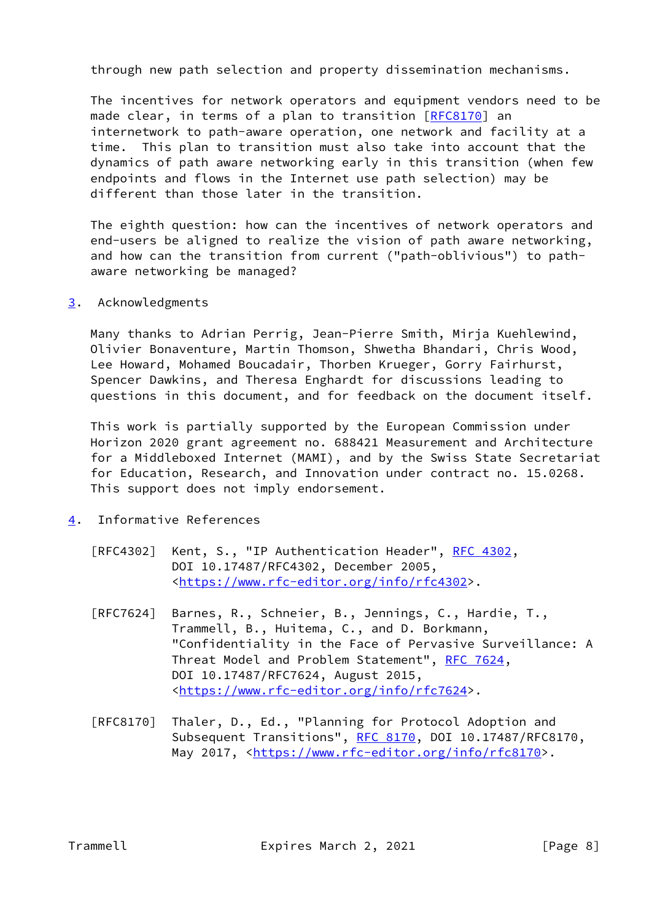through new path selection and property dissemination mechanisms.

The incentives for network operators and equipment vendors need to be made clear, in terms of a plan to transition [RFC8170] an internetwork to path-aware operation, one network and facility at a time. This plan to transition must also take into account that the dynamics of path aware networking early in this transition (when few endpoints and flows in the Internet use path selection) may be different than those later in the transition.

The eighth question: how can the incentives of network operators and end-users be aligned to realize the vision of path aware networking, and how can the transition from current ("path-oblivious") to path-aware networking be managed?

## 3. Acknowledgments

Many thanks to Adrian Perrig, Jean-Pierre Smith, Mirja Kuehlewind, Olivier Bonaventure, Martin Thomson, Shwetha Bhandari, Chris Wood, Lee Howard, Mohamed Boucadair, Thorben Krueger, Gorry Fairhurst, Spencer Dawkins, and Theresa Enghardt for discussions leading to questions in this document, and for feedback on the document itself.

This work is partially supported by the European Commission under Horizon 2020 grant agreement no. 688421 Measurement and Architecture for a Middleboxed Internet (MAMI), and by the Swiss State Secretariat for Education, Research, and Innovation under contract no. 15.0268. This support does not imply endorsement.

## 4. Informative References

[RFC4302] Kent, S., "IP Authentication Header", RFC 4302, DOI 10.17487/RFC4302, December 2005, <https://www.rfc-editor.org/info/rfc4302>.

[RFC7624] Barnes, R., Schneier, B., Jennings, C., Hardie, T., Trammell, B., Huitema, C., and D. Borkmann, "Confidentiality in the Face of Pervasive Surveillance: A Threat Model and Problem Statement", RFC 7624, DOI 10.17487/RFC7624, August 2015, <https://www.rfc-editor.org/info/rfc7624>.

[RFC8170] Thaler, D., Ed., "Planning for Protocol Adoption and Subsequent Transitions", RFC 8170, DOI 10.17487/RFC8170, May 2017, <https://www.rfc-editor.org/info/rfc8170>.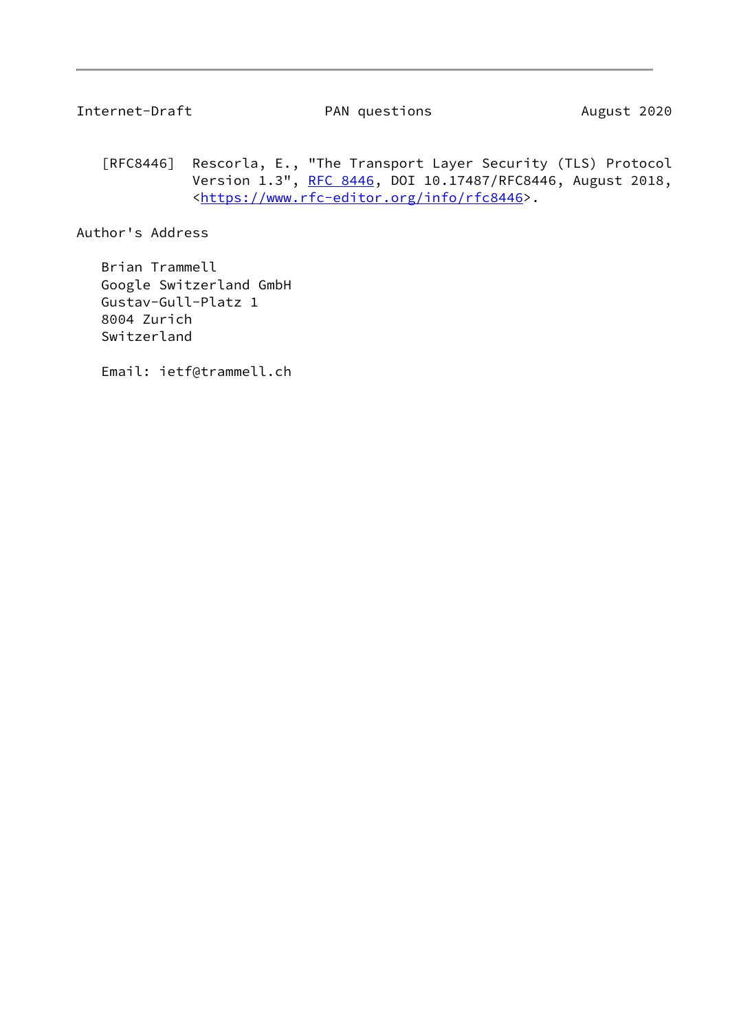[RFC8446] Rescorla, E., "The Transport Layer Security (TLS) Protocol Version 1.3", RFC 8446, DOI 10.17487/RFC8446, August 2018, <https://www.rfc-editor.org/info/rfc8446>.

## Author's Address

Brian Trammell
Google Switzerland GmbH
Gustav-Gull-Platz 1
8004 Zurich
Switzerland

Email: ietf@trammell.ch